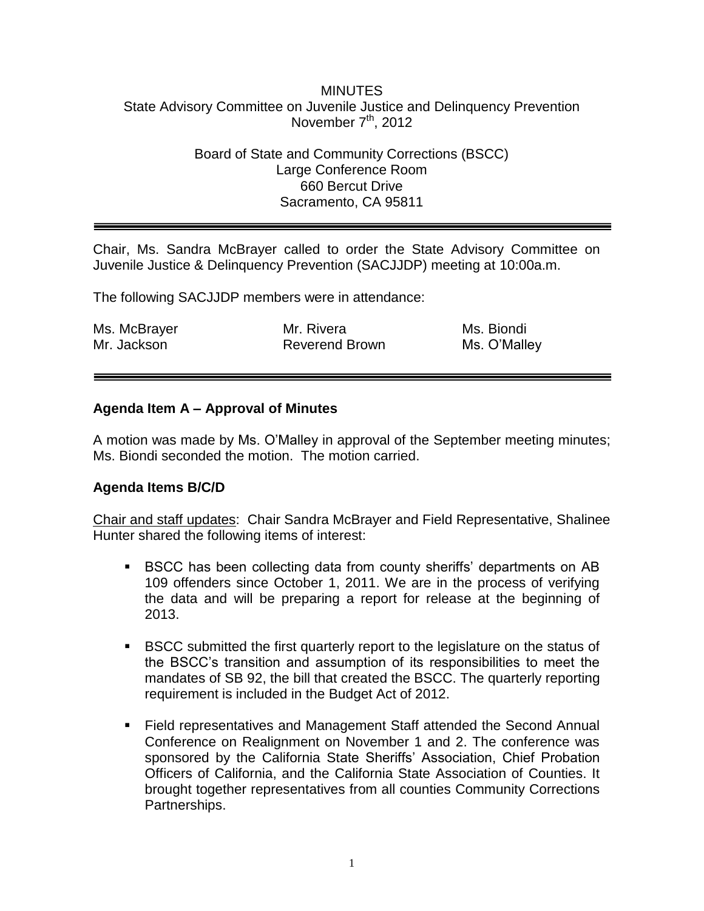MINUTES

State Advisory Committee on Juvenile Justice and Delinquency Prevention

November 7th, 2012

Board of State and Community Corrections (BSCC)

Large Conference Room

660 Bercut Drive

Sacramento, CA 95811

---

Chair, Ms. Sandra McBrayer called to order the State Advisory Committee on Juvenile Justice & Delinquency Prevention (SACJJDP) meeting at 10:00a.m.

The following SACJJDP members were in attendance:

| | | |
|---|---|---|
| Ms. McBrayer | Mr. Rivera | Ms. Biondi |
| Mr. Jackson | Reverend Brown | Ms. O'Malley |

---

**Agenda Item A – Approval of Minutes**

A motion was made by Ms. O'Malley in approval of the September meeting minutes; Ms. Biondi seconded the motion. The motion carried.

**Agenda Items B/C/D**

Chair and staff updates: Chair Sandra McBrayer and Field Representative, Shalinee Hunter shared the following items of interest:

- BSCC has been collecting data from county sheriffs' departments on AB 109 offenders since October 1, 2011. We are in the process of verifying the data and will be preparing a report for release at the beginning of 2013.
- BSCC submitted the first quarterly report to the legislature on the status of the BSCC's transition and assumption of its responsibilities to meet the mandates of SB 92, the bill that created the BSCC. The quarterly reporting requirement is included in the Budget Act of 2012.
- Field representatives and Management Staff attended the Second Annual Conference on Realignment on November 1 and 2. The conference was sponsored by the California State Sheriffs' Association, Chief Probation Officers of California, and the California State Association of Counties. It brought together representatives from all counties Community Corrections Partnerships.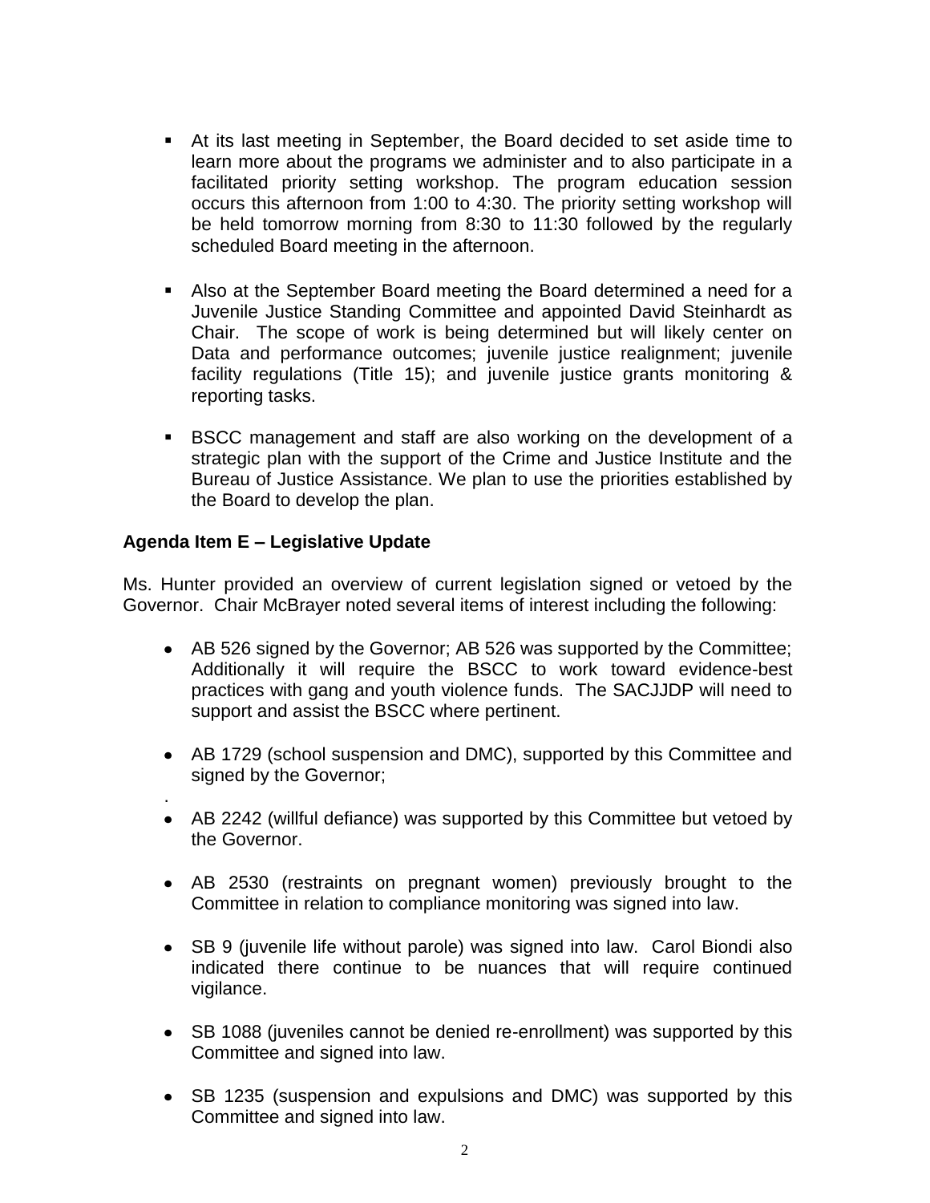- At its last meeting in September, the Board decided to set aside time to learn more about the programs we administer and to also participate in a facilitated priority setting workshop. The program education session occurs this afternoon from 1:00 to 4:30. The priority setting workshop will be held tomorrow morning from 8:30 to 11:30 followed by the regularly scheduled Board meeting in the afternoon.

- Also at the September Board meeting the Board determined a need for a Juvenile Justice Standing Committee and appointed David Steinhardt as Chair. The scope of work is being determined but will likely center on Data and performance outcomes; juvenile justice realignment; juvenile facility regulations (Title 15); and juvenile justice grants monitoring & reporting tasks.

- BSCC management and staff are also working on the development of a strategic plan with the support of the Crime and Justice Institute and the Bureau of Justice Assistance. We plan to use the priorities established by the Board to develop the plan.

**Agenda Item E – Legislative Update**

Ms. Hunter provided an overview of current legislation signed or vetoed by the Governor. Chair McBrayer noted several items of interest including the following:

- AB 526 signed by the Governor; AB 526 was supported by the Committee; Additionally it will require the BSCC to work toward evidence-best practices with gang and youth violence funds. The SACJJDP will need to support and assist the BSCC where pertinent.

- AB 1729 (school suspension and DMC), supported by this Committee and signed by the Governor;

.

- AB 2242 (willful defiance) was supported by this Committee but vetoed by the Governor.

- AB 2530 (restraints on pregnant women) previously brought to the Committee in relation to compliance monitoring was signed into law.

- SB 9 (juvenile life without parole) was signed into law. Carol Biondi also indicated there continue to be nuances that will require continued vigilance.

- SB 1088 (juveniles cannot be denied re-enrollment) was supported by this Committee and signed into law.

- SB 1235 (suspension and expulsions and DMC) was supported by this Committee and signed into law.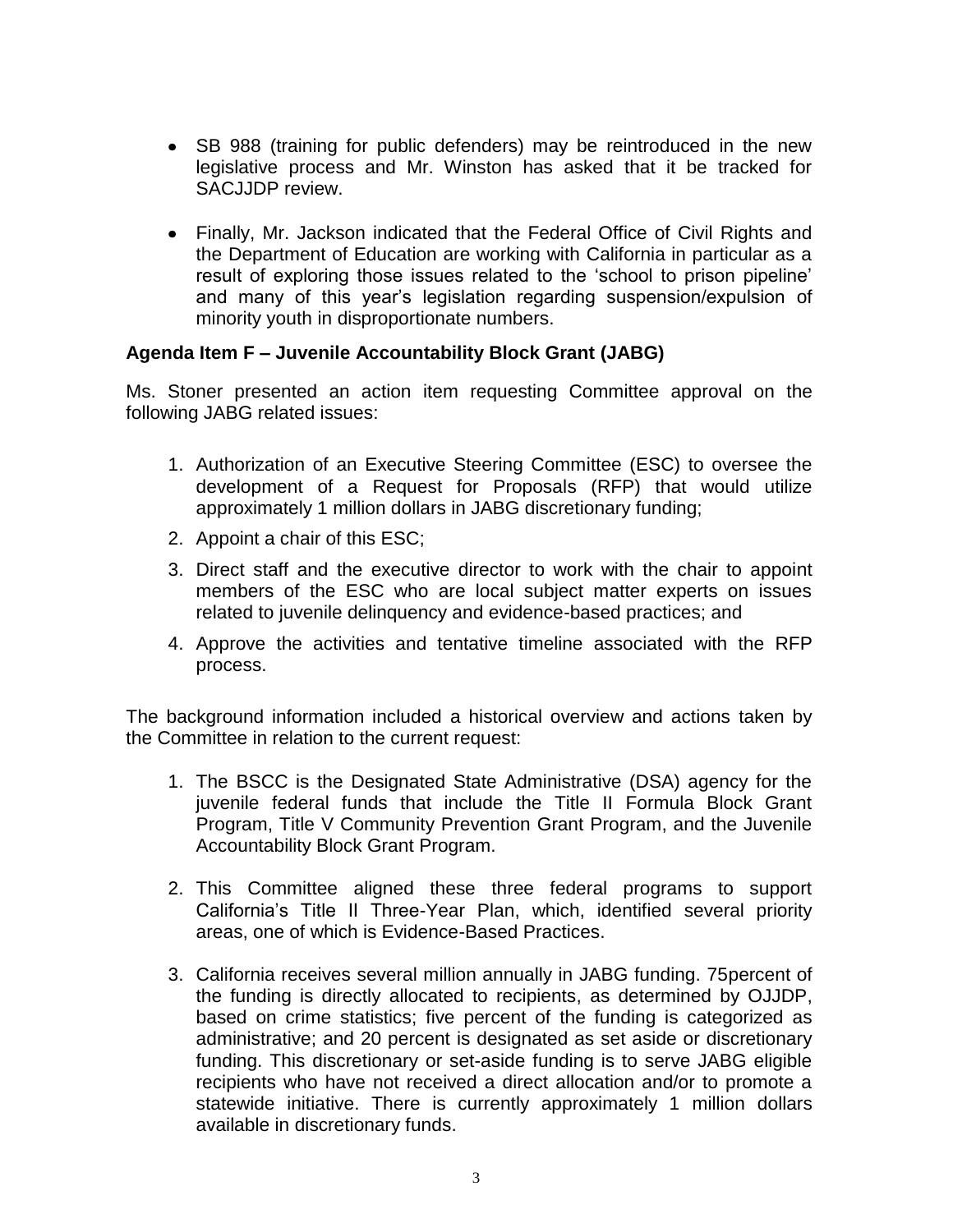- SB 988 (training for public defenders) may be reintroduced in the new legislative process and Mr. Winston has asked that it be tracked for SACJJDP review.

- Finally, Mr. Jackson indicated that the Federal Office of Civil Rights and the Department of Education are working with California in particular as a result of exploring those issues related to the 'school to prison pipeline' and many of this year's legislation regarding suspension/expulsion of minority youth in disproportionate numbers.

**Agenda Item F – Juvenile Accountability Block Grant (JABG)**

Ms. Stoner presented an action item requesting Committee approval on the following JABG related issues:

1. Authorization of an Executive Steering Committee (ESC) to oversee the development of a Request for Proposals (RFP) that would utilize approximately 1 million dollars in JABG discretionary funding;
2. Appoint a chair of this ESC;
3. Direct staff and the executive director to work with the chair to appoint members of the ESC who are local subject matter experts on issues related to juvenile delinquency and evidence-based practices; and
4. Approve the activities and tentative timeline associated with the RFP process.

The background information included a historical overview and actions taken by the Committee in relation to the current request:

1. The BSCC is the Designated State Administrative (DSA) agency for the juvenile federal funds that include the Title II Formula Block Grant Program, Title V Community Prevention Grant Program, and the Juvenile Accountability Block Grant Program.

2. This Committee aligned these three federal programs to support California's Title II Three-Year Plan, which, identified several priority areas, one of which is Evidence-Based Practices.

3. California receives several million annually in JABG funding. 75percent of the funding is directly allocated to recipients, as determined by OJJDP, based on crime statistics; five percent of the funding is categorized as administrative; and 20 percent is designated as set aside or discretionary funding. This discretionary or set-aside funding is to serve JABG eligible recipients who have not received a direct allocation and/or to promote a statewide initiative. There is currently approximately 1 million dollars available in discretionary funds.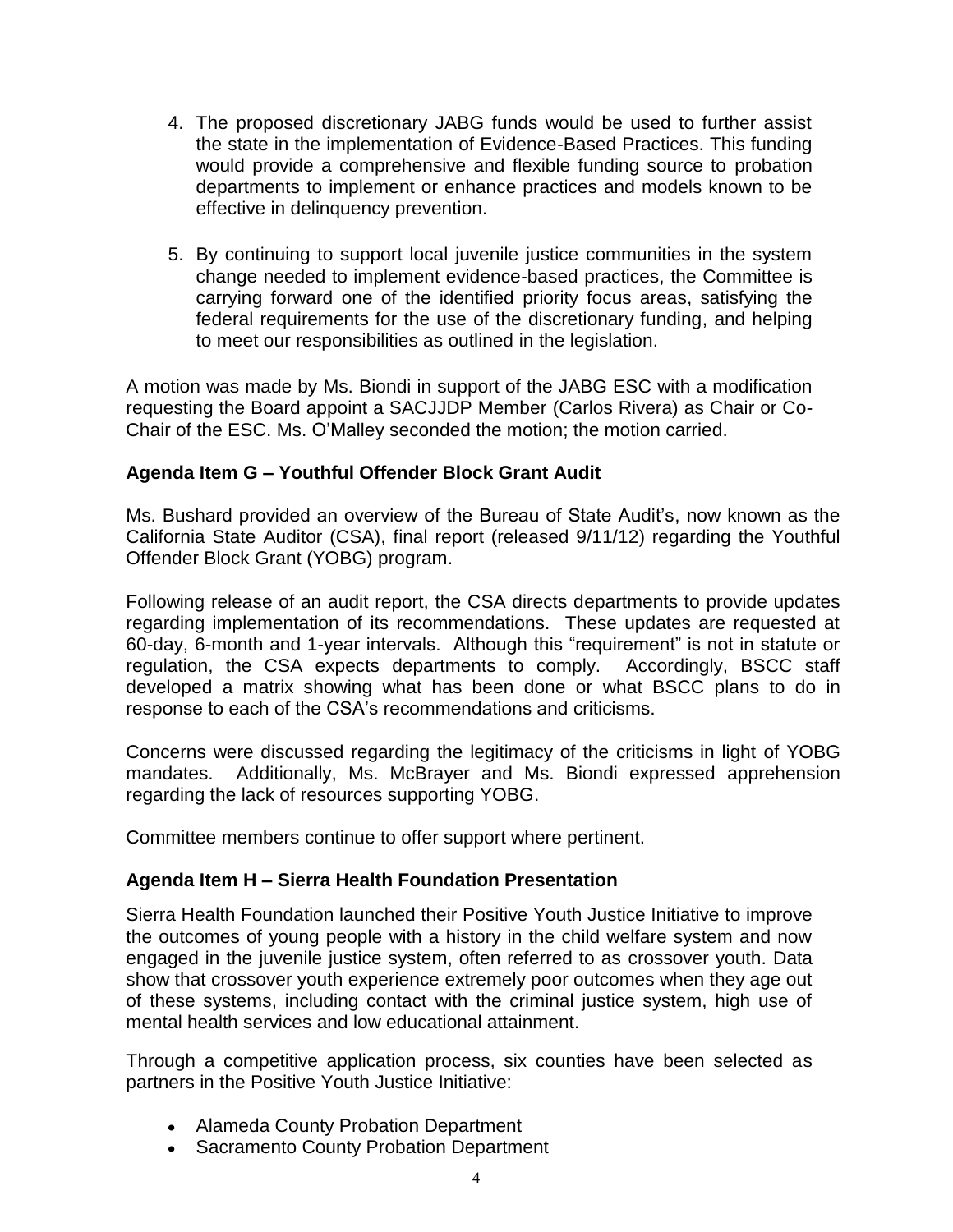4. The proposed discretionary JABG funds would be used to further assist the state in the implementation of Evidence-Based Practices. This funding would provide a comprehensive and flexible funding source to probation departments to implement or enhance practices and models known to be effective in delinquency prevention.

5. By continuing to support local juvenile justice communities in the system change needed to implement evidence-based practices, the Committee is carrying forward one of the identified priority focus areas, satisfying the federal requirements for the use of the discretionary funding, and helping to meet our responsibilities as outlined in the legislation.

A motion was made by Ms. Biondi in support of the JABG ESC with a modification requesting the Board appoint a SACJJDP Member (Carlos Rivera) as Chair or Co-Chair of the ESC. Ms. O'Malley seconded the motion; the motion carried.

**Agenda Item G – Youthful Offender Block Grant Audit**

Ms. Bushard provided an overview of the Bureau of State Audit's, now known as the California State Auditor (CSA), final report (released 9/11/12) regarding the Youthful Offender Block Grant (YOBG) program.

Following release of an audit report, the CSA directs departments to provide updates regarding implementation of its recommendations. These updates are requested at 60-day, 6-month and 1-year intervals. Although this "requirement" is not in statute or regulation, the CSA expects departments to comply. Accordingly, BSCC staff developed a matrix showing what has been done or what BSCC plans to do in response to each of the CSA's recommendations and criticisms.

Concerns were discussed regarding the legitimacy of the criticisms in light of YOBG mandates. Additionally, Ms. McBrayer and Ms. Biondi expressed apprehension regarding the lack of resources supporting YOBG.

Committee members continue to offer support where pertinent.

**Agenda Item H – Sierra Health Foundation Presentation**

Sierra Health Foundation launched their Positive Youth Justice Initiative to improve the outcomes of young people with a history in the child welfare system and now engaged in the juvenile justice system, often referred to as crossover youth. Data show that crossover youth experience extremely poor outcomes when they age out of these systems, including contact with the criminal justice system, high use of mental health services and low educational attainment.

Through a competitive application process, six counties have been selected as partners in the Positive Youth Justice Initiative:

- Alameda County Probation Department
- Sacramento County Probation Department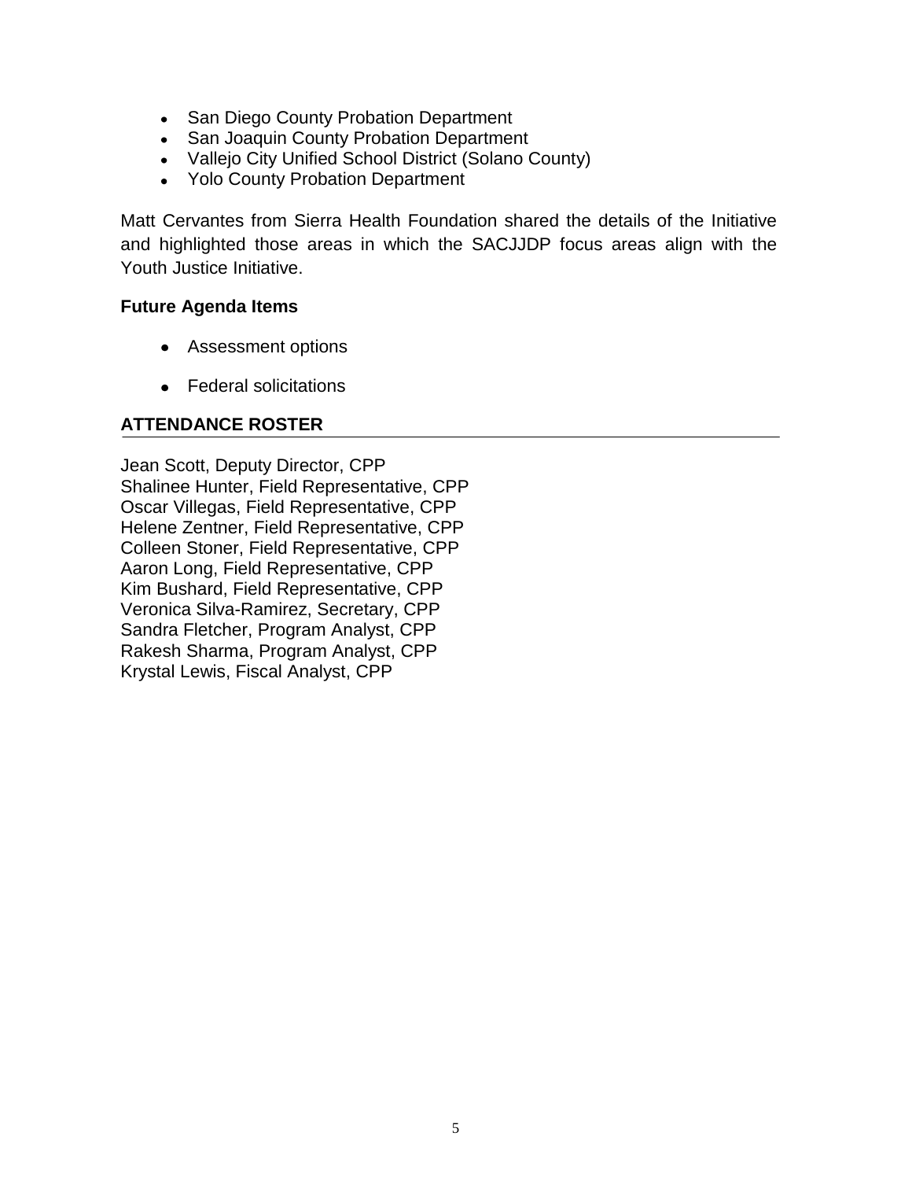- San Diego County Probation Department
- San Joaquin County Probation Department
- Vallejo City Unified School District (Solano County)
- Yolo County Probation Department

Matt Cervantes from Sierra Health Foundation shared the details of the Initiative and highlighted those areas in which the SACJJDP focus areas align with the Youth Justice Initiative.

**Future Agenda Items**

- Assessment options
- Federal solicitations

## ATTENDANCE ROSTER

Jean Scott, Deputy Director, CPP
Shalinee Hunter, Field Representative, CPP
Oscar Villegas, Field Representative, CPP
Helene Zentner, Field Representative, CPP
Colleen Stoner, Field Representative, CPP
Aaron Long, Field Representative, CPP
Kim Bushard, Field Representative, CPP
Veronica Silva-Ramirez, Secretary, CPP
Sandra Fletcher, Program Analyst, CPP
Rakesh Sharma, Program Analyst, CPP
Krystal Lewis, Fiscal Analyst, CPP